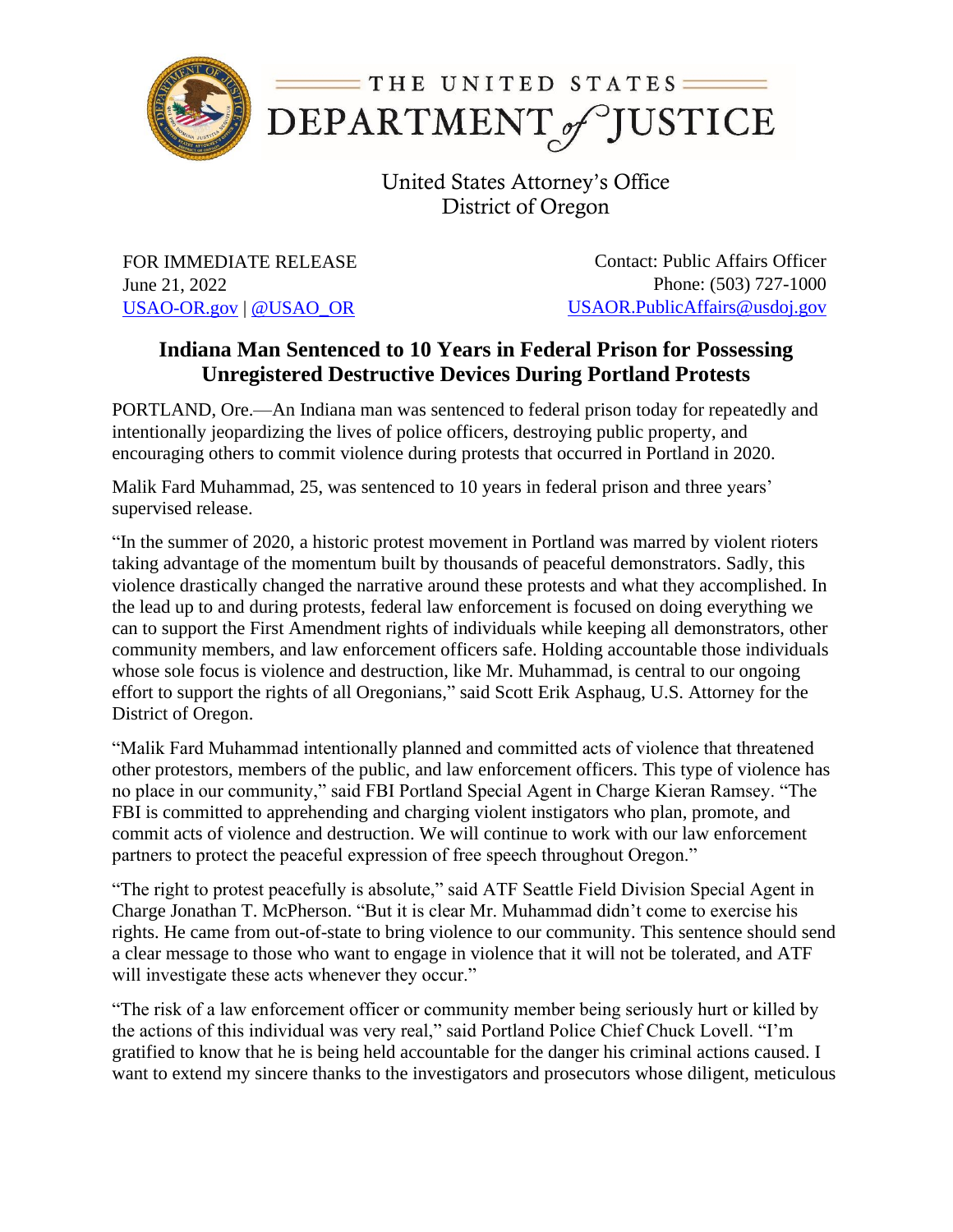THE UNITED STATES DEPARTMENT of JUSTICE

United States Attorney's Office
District of Oregon

FOR IMMEDIATE RELEASE
June 21, 2022
USAO-OR.gov | @USAO_OR

Contact: Public Affairs Officer
Phone: (503) 727-1000
USAOR.PublicAffairs@usdoj.gov

## Indiana Man Sentenced to 10 Years in Federal Prison for Possessing Unregistered Destructive Devices During Portland Protests

PORTLAND, Ore.—An Indiana man was sentenced to federal prison today for repeatedly and intentionally jeopardizing the lives of police officers, destroying public property, and encouraging others to commit violence during protests that occurred in Portland in 2020.

Malik Fard Muhammad, 25, was sentenced to 10 years in federal prison and three years' supervised release.

"In the summer of 2020, a historic protest movement in Portland was marred by violent rioters taking advantage of the momentum built by thousands of peaceful demonstrators. Sadly, this violence drastically changed the narrative around these protests and what they accomplished. In the lead up to and during protests, federal law enforcement is focused on doing everything we can to support the First Amendment rights of individuals while keeping all demonstrators, other community members, and law enforcement officers safe. Holding accountable those individuals whose sole focus is violence and destruction, like Mr. Muhammad, is central to our ongoing effort to support the rights of all Oregonians," said Scott Erik Asphaug, U.S. Attorney for the District of Oregon.

"Malik Fard Muhammad intentionally planned and committed acts of violence that threatened other protestors, members of the public, and law enforcement officers. This type of violence has no place in our community," said FBI Portland Special Agent in Charge Kieran Ramsey. "The FBI is committed to apprehending and charging violent instigators who plan, promote, and commit acts of violence and destruction. We will continue to work with our law enforcement partners to protect the peaceful expression of free speech throughout Oregon."

"The right to protest peacefully is absolute," said ATF Seattle Field Division Special Agent in Charge Jonathan T. McPherson. "But it is clear Mr. Muhammad didn't come to exercise his rights. He came from out-of-state to bring violence to our community. This sentence should send a clear message to those who want to engage in violence that it will not be tolerated, and ATF will investigate these acts whenever they occur."

"The risk of a law enforcement officer or community member being seriously hurt or killed by the actions of this individual was very real," said Portland Police Chief Chuck Lovell. "I'm gratified to know that he is being held accountable for the danger his criminal actions caused. I want to extend my sincere thanks to the investigators and prosecutors whose diligent, meticulous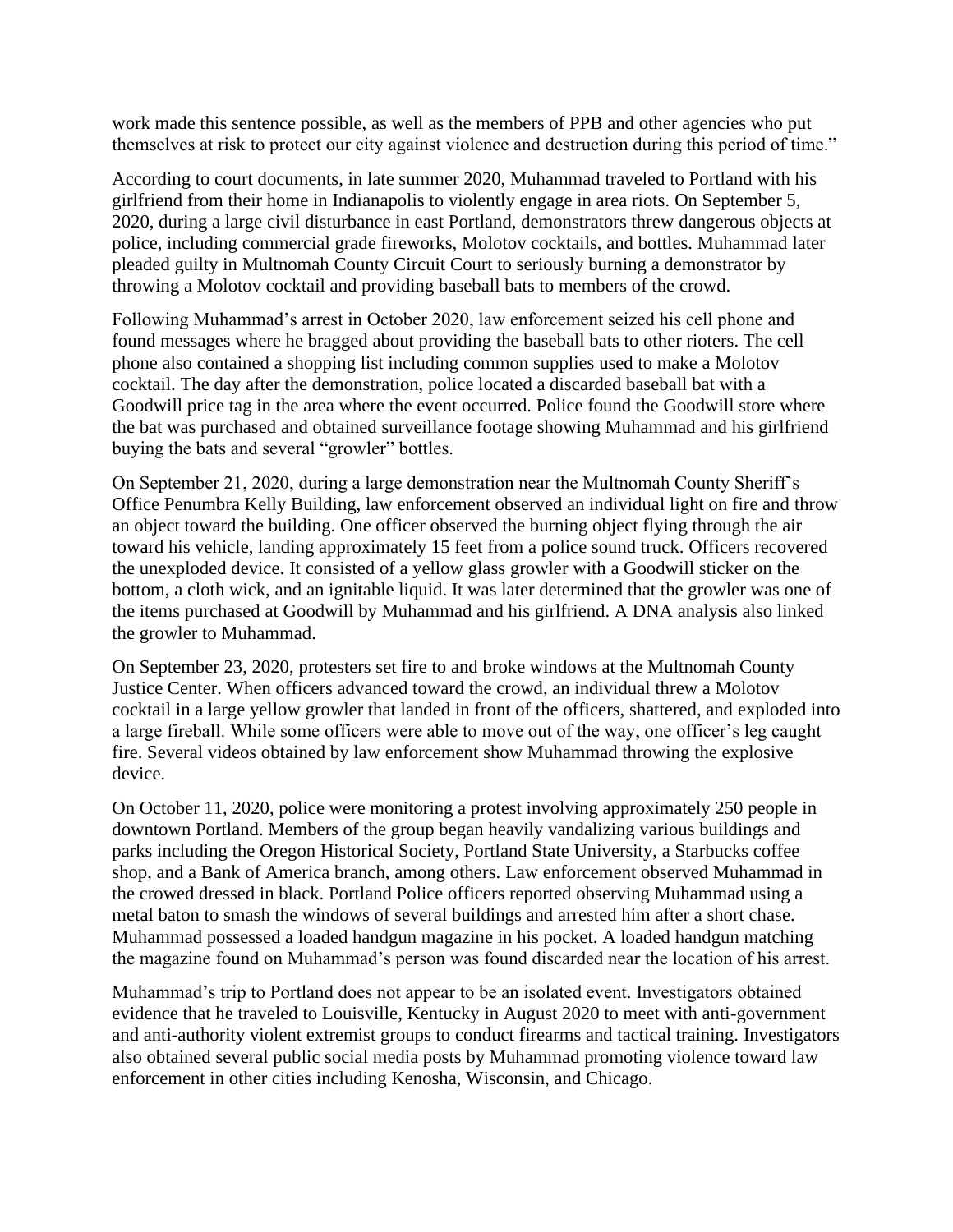work made this sentence possible, as well as the members of PPB and other agencies who put themselves at risk to protect our city against violence and destruction during this period of time."

According to court documents, in late summer 2020, Muhammad traveled to Portland with his girlfriend from their home in Indianapolis to violently engage in area riots. On September 5, 2020, during a large civil disturbance in east Portland, demonstrators threw dangerous objects at police, including commercial grade fireworks, Molotov cocktails, and bottles. Muhammad later pleaded guilty in Multnomah County Circuit Court to seriously burning a demonstrator by throwing a Molotov cocktail and providing baseball bats to members of the crowd.

Following Muhammad's arrest in October 2020, law enforcement seized his cell phone and found messages where he bragged about providing the baseball bats to other rioters. The cell phone also contained a shopping list including common supplies used to make a Molotov cocktail. The day after the demonstration, police located a discarded baseball bat with a Goodwill price tag in the area where the event occurred. Police found the Goodwill store where the bat was purchased and obtained surveillance footage showing Muhammad and his girlfriend buying the bats and several "growler" bottles.

On September 21, 2020, during a large demonstration near the Multnomah County Sheriff's Office Penumbra Kelly Building, law enforcement observed an individual light on fire and throw an object toward the building. One officer observed the burning object flying through the air toward his vehicle, landing approximately 15 feet from a police sound truck. Officers recovered the unexploded device. It consisted of a yellow glass growler with a Goodwill sticker on the bottom, a cloth wick, and an ignitable liquid. It was later determined that the growler was one of the items purchased at Goodwill by Muhammad and his girlfriend. A DNA analysis also linked the growler to Muhammad.

On September 23, 2020, protesters set fire to and broke windows at the Multnomah County Justice Center. When officers advanced toward the crowd, an individual threw a Molotov cocktail in a large yellow growler that landed in front of the officers, shattered, and exploded into a large fireball. While some officers were able to move out of the way, one officer's leg caught fire. Several videos obtained by law enforcement show Muhammad throwing the explosive device.

On October 11, 2020, police were monitoring a protest involving approximately 250 people in downtown Portland. Members of the group began heavily vandalizing various buildings and parks including the Oregon Historical Society, Portland State University, a Starbucks coffee shop, and a Bank of America branch, among others. Law enforcement observed Muhammad in the crowed dressed in black. Portland Police officers reported observing Muhammad using a metal baton to smash the windows of several buildings and arrested him after a short chase. Muhammad possessed a loaded handgun magazine in his pocket. A loaded handgun matching the magazine found on Muhammad's person was found discarded near the location of his arrest.

Muhammad's trip to Portland does not appear to be an isolated event. Investigators obtained evidence that he traveled to Louisville, Kentucky in August 2020 to meet with anti-government and anti-authority violent extremist groups to conduct firearms and tactical training. Investigators also obtained several public social media posts by Muhammad promoting violence toward law enforcement in other cities including Kenosha, Wisconsin, and Chicago.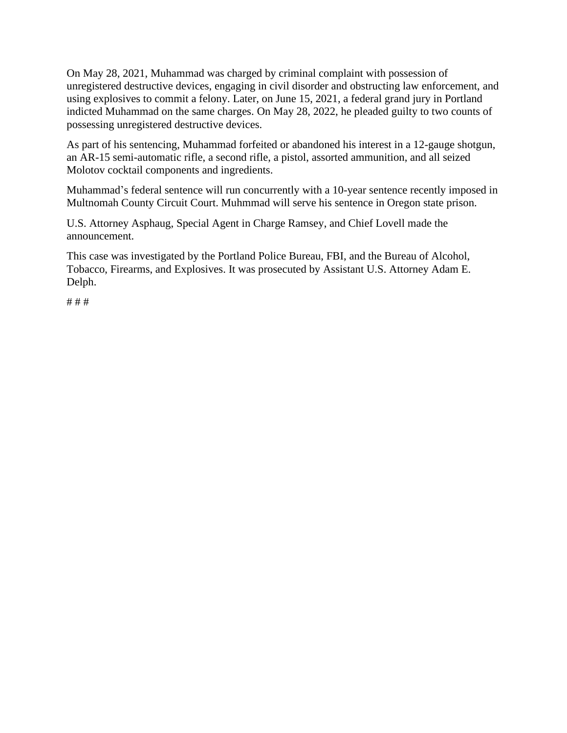On May 28, 2021, Muhammad was charged by criminal complaint with possession of unregistered destructive devices, engaging in civil disorder and obstructing law enforcement, and using explosives to commit a felony. Later, on June 15, 2021, a federal grand jury in Portland indicted Muhammad on the same charges. On May 28, 2022, he pleaded guilty to two counts of possessing unregistered destructive devices.

As part of his sentencing, Muhammad forfeited or abandoned his interest in a 12-gauge shotgun, an AR-15 semi-automatic rifle, a second rifle, a pistol, assorted ammunition, and all seized Molotov cocktail components and ingredients.

Muhammad's federal sentence will run concurrently with a 10-year sentence recently imposed in Multnomah County Circuit Court. Muhmmad will serve his sentence in Oregon state prison.

U.S. Attorney Asphaug, Special Agent in Charge Ramsey, and Chief Lovell made the announcement.

This case was investigated by the Portland Police Bureau, FBI, and the Bureau of Alcohol, Tobacco, Firearms, and Explosives. It was prosecuted by Assistant U.S. Attorney Adam E. Delph.

# # #